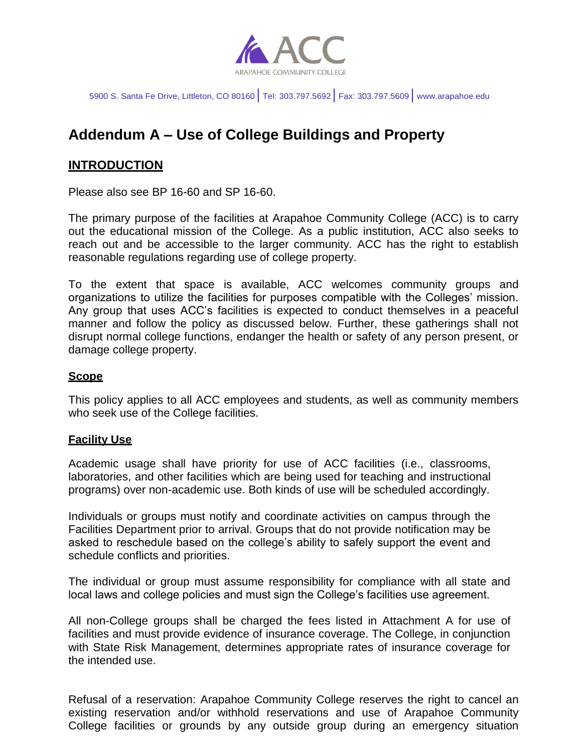ARAPAHOE COMMUNITY COLLEGE

5900 S. Santa Fe Drive, Littleton, CO 80160 | Tel: 303.797.5692 | Fax: 303.797.5609 | www.arapahoe.edu

# Addendum A – Use of College Buildings and Property

## INTRODUCTION

Please also see BP 16-60 and SP 16-60.

The primary purpose of the facilities at Arapahoe Community College (ACC) is to carry out the educational mission of the College. As a public institution, ACC also seeks to reach out and be accessible to the larger community. ACC has the right to establish reasonable regulations regarding use of college property.

To the extent that space is available, ACC welcomes community groups and organizations to utilize the facilities for purposes compatible with the Colleges' mission. Any group that uses ACC's facilities is expected to conduct themselves in a peaceful manner and follow the policy as discussed below. Further, these gatherings shall not disrupt normal college functions, endanger the health or safety of any person present, or damage college property.

### Scope

This policy applies to all ACC employees and students, as well as community members who seek use of the College facilities.

### Facility Use

Academic usage shall have priority for use of ACC facilities (i.e., classrooms, laboratories, and other facilities which are being used for teaching and instructional programs) over non-academic use. Both kinds of use will be scheduled accordingly.

Individuals or groups must notify and coordinate activities on campus through the Facilities Department prior to arrival. Groups that do not provide notification may be asked to reschedule based on the college's ability to safely support the event and schedule conflicts and priorities.

The individual or group must assume responsibility for compliance with all state and local laws and college policies and must sign the College's facilities use agreement.

All non-College groups shall be charged the fees listed in Attachment A for use of facilities and must provide evidence of insurance coverage. The College, in conjunction with State Risk Management, determines appropriate rates of insurance coverage for the intended use.

Refusal of a reservation: Arapahoe Community College reserves the right to cancel an existing reservation and/or withhold reservations and use of Arapahoe Community College facilities or grounds by any outside group during an emergency situation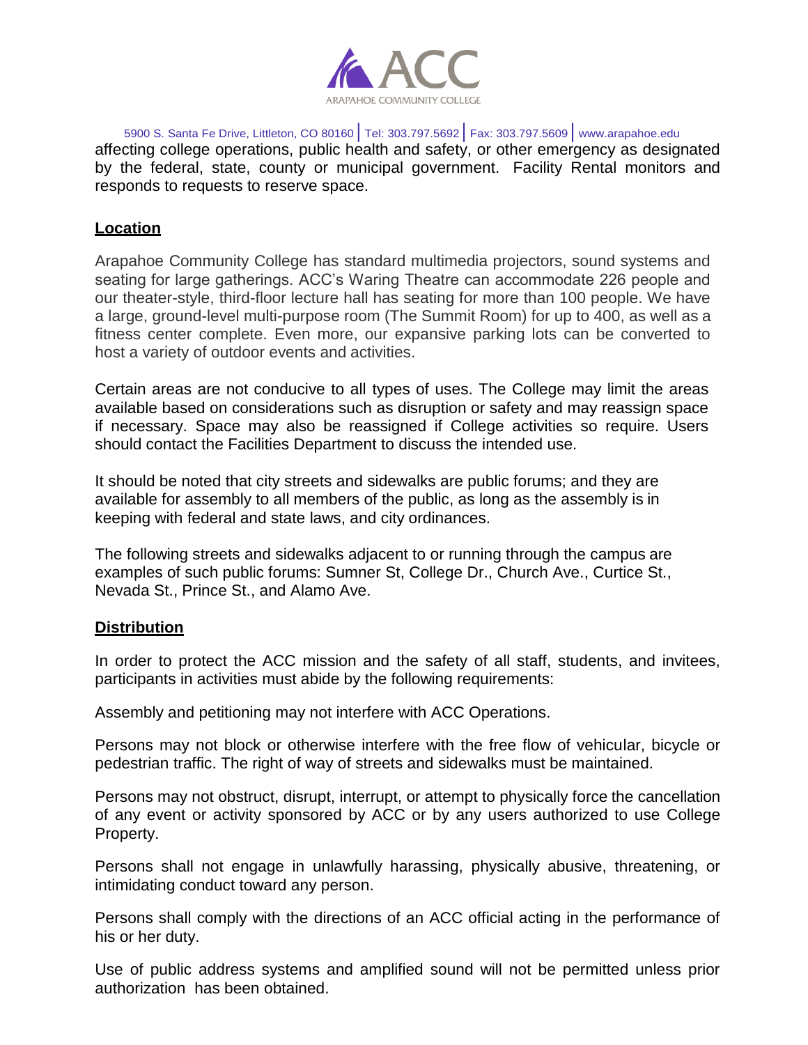affecting college operations, public health and safety, or other emergency as designated by the federal, state, county or municipal government. Facility Rental monitors and responds to requests to reserve space.

**Location**

Arapahoe Community College has standard multimedia projectors, sound systems and seating for large gatherings. ACC's Waring Theatre can accommodate 226 people and our theater-style, third-floor lecture hall has seating for more than 100 people. We have a large, ground-level multi-purpose room (The Summit Room) for up to 400, as well as a fitness center complete. Even more, our expansive parking lots can be converted to host a variety of outdoor events and activities.

Certain areas are not conducive to all types of uses. The College may limit the areas available based on considerations such as disruption or safety and may reassign space if necessary. Space may also be reassigned if College activities so require. Users should contact the Facilities Department to discuss the intended use.

It should be noted that city streets and sidewalks are public forums; and they are available for assembly to all members of the public, as long as the assembly is in keeping with federal and state laws, and city ordinances.

The following streets and sidewalks adjacent to or running through the campus are examples of such public forums: Sumner St, College Dr., Church Ave., Curtice St., Nevada St., Prince St., and Alamo Ave.

**Distribution**

In order to protect the ACC mission and the safety of all staff, students, and invitees, participants in activities must abide by the following requirements:

Assembly and petitioning may not interfere with ACC Operations.

Persons may not block or otherwise interfere with the free flow of vehicular, bicycle or pedestrian traffic. The right of way of streets and sidewalks must be maintained.

Persons may not obstruct, disrupt, interrupt, or attempt to physically force the cancellation of any event or activity sponsored by ACC or by any users authorized to use College Property.

Persons shall not engage in unlawfully harassing, physically abusive, threatening, or intimidating conduct toward any person.

Persons shall comply with the directions of an ACC official acting in the performance of his or her duty.

Use of public address systems and amplified sound will not be permitted unless prior authorization has been obtained.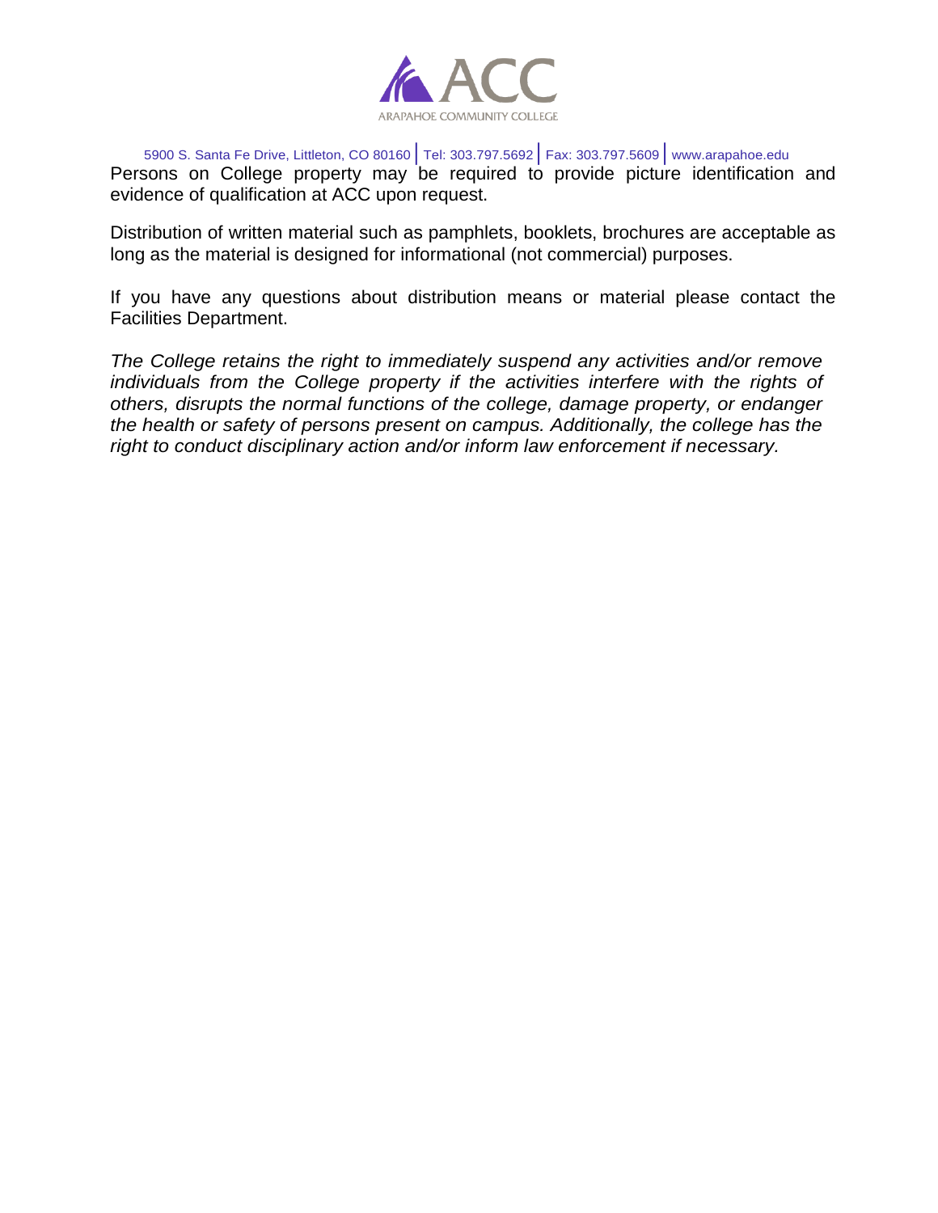Persons on College property may be required to provide picture identification and evidence of qualification at ACC upon request.

Distribution of written material such as pamphlets, booklets, brochures are acceptable as long as the material is designed for informational (not commercial) purposes.

If you have any questions about distribution means or material please contact the Facilities Department.

*The College retains the right to immediately suspend any activities and/or remove individuals from the College property if the activities interfere with the rights of others, disrupts the normal functions of the college, damage property, or endanger the health or safety of persons present on campus. Additionally, the college has the right to conduct disciplinary action and/or inform law enforcement if necessary.*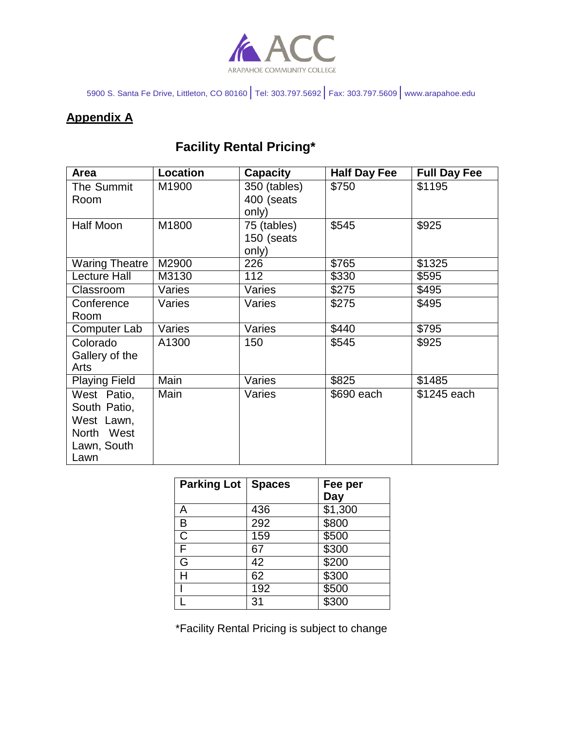ARAPAHOE COMMUNITY COLLEGE

5900 S. Santa Fe Drive, Littleton, CO 80160 | Tel: 303.797.5692 | Fax: 303.797.5609 | www.arapahoe.edu

## Appendix A

# Facility Rental Pricing*

| Area | Location | Capacity | Half Day Fee | Full Day Fee |
|---|---|---|---|---|
| The Summit Room | M1900 | 350 (tables) 400 (seats only) | $750 | $1195 |
| Half Moon | M1800 | 75 (tables) 150 (seats only) | $545 | $925 |
| Waring Theatre | M2900 | 226 | $765 | $1325 |
| Lecture Hall | M3130 | 112 | $330 | $595 |
| Classroom | Varies | Varies | $275 | $495 |
| Conference Room | Varies | Varies | $275 | $495 |
| Computer Lab | Varies | Varies | $440 | $795 |
| Colorado Gallery of the Arts | A1300 | 150 | $545 | $925 |
| Playing Field | Main | Varies | $825 | $1485 |
| West Patio, South Patio, West Lawn, North West Lawn, South Lawn | Main | Varies | $690 each | $1245 each |

| Parking Lot | Spaces | Fee per Day |
|---|---|---|
| A | 436 | $1,300 |
| B | 292 | $800 |
| C | 159 | $500 |
| F | 67 | $300 |
| G | 42 | $200 |
| H | 62 | $300 |
| I | 192 | $500 |
| L | 31 | $300 |

*Facility Rental Pricing is subject to change